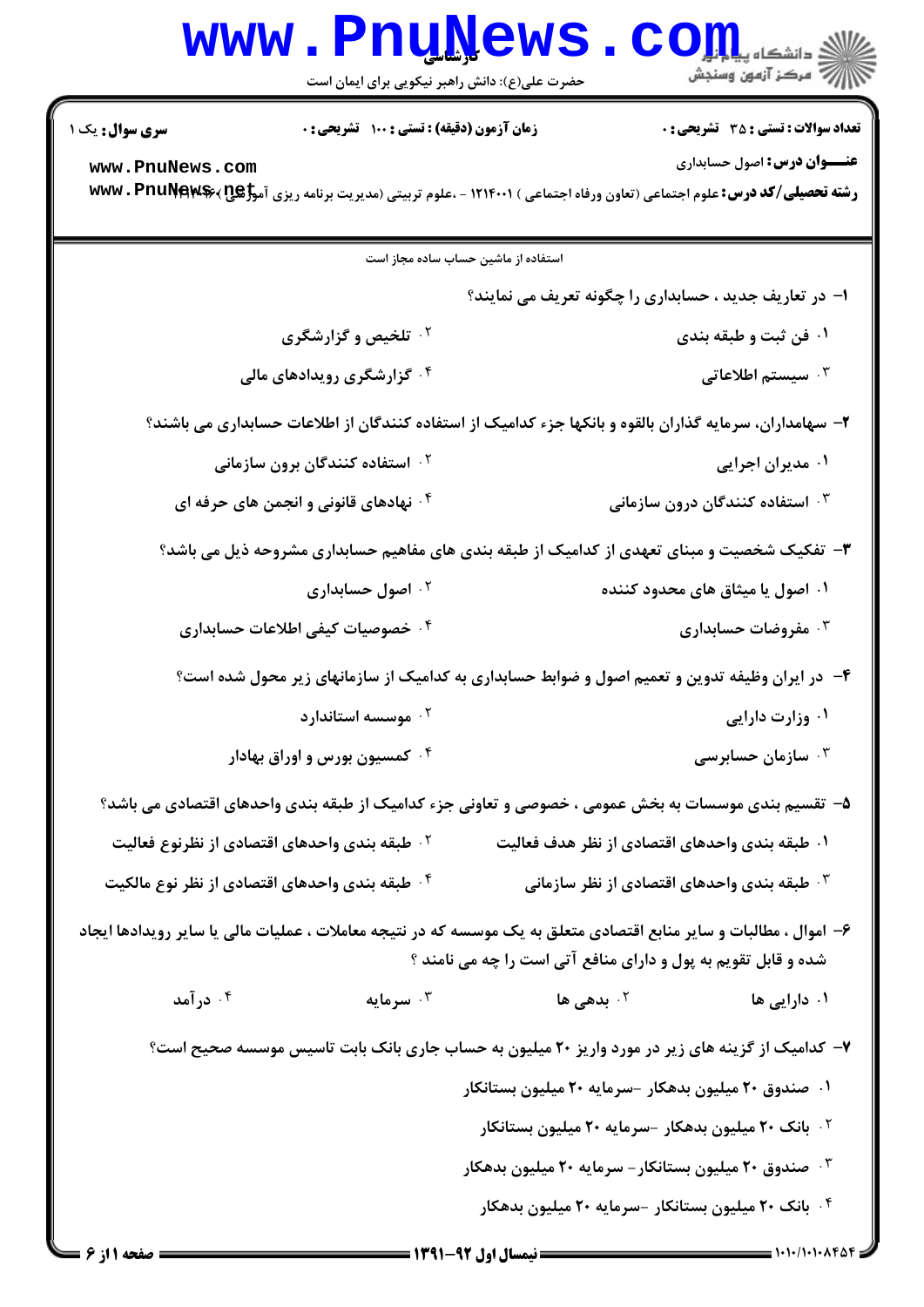**سری سوال:** یک ۱

**زمان آزمون (دقیقه) : تستی : ۱۰۰ تشریحی : ۰**

**تعداد سوالات : تستی : ۳۵ تشریحی : ۰**

**عنـــوان درس:** اصول حسابداری

**رشته تحصیلی/کد درس:** علوم اجتماعی (تعاون ورفاه اجتماعی ) ۱۲۱۴۰۰۱ - ،علوم تربیتی (مدیریت برنامه ریزی آموزشی) ۱۲۱۴۰۰۱

استفاده از ماشین حساب ساده مجاز است

۱- در تعاریف جدید ، حسابداری را چگونه تعریف می نمایند؟

۱. فن ثبت و طبقه بندی
۲. تلخیص و گزارشگری
۳. سیستم اطلاعاتی
۴. گزارشگری رویدادهای مالی

۲- سهامداران، سرمایه گذاران بالقوه و بانکها جزء کدامیک از استفاده کنندگان از اطلاعات حسابداری می باشند؟

۱. مدیران اجرایی
۲. استفاده کنندگان برون سازمانی
۳. استفاده کنندگان درون سازمانی
۴. نهادهای قانونی و انجمن های حرفه ای

۳- تفکیک شخصیت و مبنای تعهدی از کدامیک از طبقه بندی های مفاهیم حسابداری مشروحه ذیل می باشد؟

۱. اصول یا میثاق های محدود کننده
۲. اصول حسابداری
۳. مفروضات حسابداری
۴. خصوصیات کیفی اطلاعات حسابداری

۴- در ایران وظیفه تدوین و تعمیم اصول و ضوابط حسابداری به کدامیک از سازمانهای زیر محول شده است؟

۱. وزارت دارایی
۲. موسسه استاندارد
۳. سازمان حسابرسی
۴. کمسیون بورس و اوراق بهادار

۵- تقسیم بندی موسسات به بخش عمومی ، خصوصی و تعاونی جزء کدامیک از طبقه بندی واحدهای اقتصادی می باشد؟

۱. طبقه بندی واحدهای اقتصادی از نظر هدف فعالیت
۲. طبقه بندی واحدهای اقتصادی از نظرنوع فعالیت
۳. طبقه بندی واحدهای اقتصادی از نظر سازمانی
۴. طبقه بندی واحدهای اقتصادی از نظر نوع مالکیت

۶- اموال ، مطالبات و سایر منابع اقتصادی متعلق به یک موسسه که در نتیجه معاملات ، عملیات مالی یا سایر رویدادها ایجاد شده و قابل تقویم به پول و دارای منافع آتی است را چه می نامند ؟

۱. دارایی ها
۲. بدهی ها
۳. سرمایه
۴. درآمد

۷- کدامیک از گزینه های زیر در مورد واریز ۲۰ میلیون به حساب جاری بانک بابت تاسیس موسسه صحیح است؟

۱. صندوق ۲۰ میلیون بدهکار -سرمایه ۲۰ میلیون بستانکار
۲. بانک ۲۰ میلیون بدهکار -سرمایه ۲۰ میلیون بستانکار
۳. صندوق ۲۰ میلیون بستانکار- سرمایه ۲۰ میلیون بدهکار
۴. بانک ۲۰ میلیون بستانکار -سرمایه ۲۰ میلیون بدهکار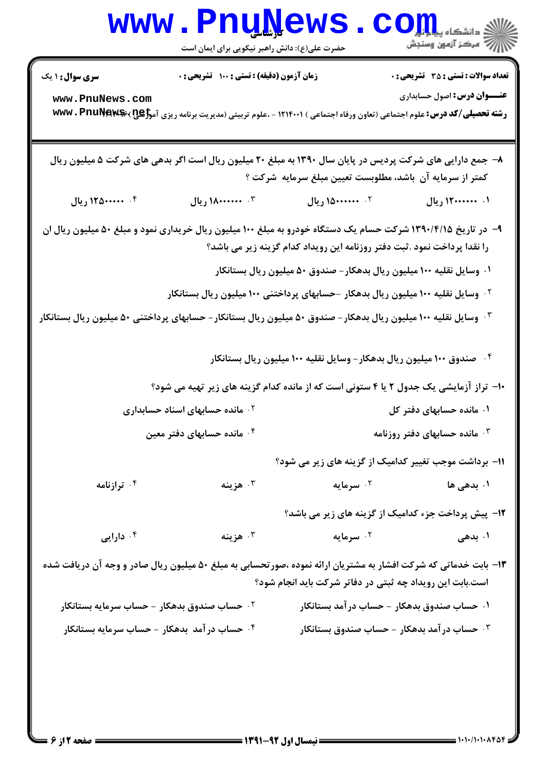**سری سوال:** ۱ یک

**زمان آزمون (دقیقه) : تستی :** ۱۰۰ **تشریحی :** ۰

**تعداد سوالات : تستی :** ۳۵ **تشریحی :** ۰

**عنـــوان درس:** اصول حسابداری

**رشته تحصیلی/کد درس:** علوم اجتماعی (تعاون ورفاه اجتماعی ) ۱۲۱۴۰۰۱ - ،علوم تربیتی (مدیریت برنامه ریزی آموزشی) ۱۲۱۴۰۰۶

۸- جمع دارایی های شرکت پردیس در پایان سال ۱۳۹۰ به مبلغ ۲۰ میلیون ریال است اگر بدهی های شرکت ۵ میلیون ریال کمتر از سرمایه آن باشد، مطلوبست تعیین مبلغ سرمایه شرکت ؟

۱. ۱۲۰۰۰۰۰۰ ریال
۲. ۱۵۰۰۰۰۰۰ ریال
۳. ۱۸۰۰۰۰۰۰ ریال
۴. ۱۲۵۰۰۰۰۰ ریال

۹- در تاریخ ۱۳۹۰/۴/۱۵ شرکت حسام یک دستگاه خودرو به مبلغ ۱۰۰ میلیون ریال خریداری نمود و مبلغ ۵۰ میلیون ریال ان را نقدا پرداخت نمود .ثبت دفتر روزنامه این رویداد کدام گزینه زیر می باشد؟

۱. وسایل نقلیه ۱۰۰ میلیون ریال بدهکار- صندوق ۵۰ میلیون ریال بستانکار
۲. وسایل نقلیه ۱۰۰ میلیون ریال بدهکار -حسابهای پرداختنی ۱۰۰ میلیون ریال بستانکار
۳. وسایل نقلیه ۱۰۰ میلیون ریال بدهکار- صندوق ۵۰ میلیون ریال بستانکار- حسابهای پرداختنی ۵۰ میلیون ریال بستانکار
۴. صندوق ۱۰۰ میلیون ریال بدهکار- وسایل نقلیه ۱۰۰ میلیون ریال بستانکار

۱۰- تراز آزمایشی یک جدول ۲ یا ۴ ستونی است که از مانده کدام گزینه های زیر تهیه می شود؟

۱. مانده حسابهای دفتر کل
۲. مانده حسابهای اسناد حسابداری
۳. مانده حسابهای دفتر روزنامه
۴. مانده حسابهای دفتر معین

۱۱- برداشت موجب تغییر کدامیک از گزینه های زیر می شود؟

۱. بدهی ها
۲. سرمایه
۳. هزینه
۴. ترازنامه

۱۲- پیش پرداخت جزء کدامیک از گزینه های زیر می باشد؟

۱. بدهی
۲. سرمایه
۳. هزینه
۴. دارایی

۱۳- بابت خدماتی که شرکت افشار به مشتریان ارائه نموده ،صورتحسابی به مبلغ ۵۰ میلیون ریال صادر و وجه آن دریافت شده است.بابت این رویداد چه ثبتی در دفاتر شرکت باید انجام شود؟

۱. حساب صندوق بدهکار - حساب درآمد بستانکار
۲. حساب صندوق بدهکار - حساب سرمایه بستانکار
۳. حساب درآمد بدهکار - حساب صندوق بستانکار
۴. حساب درآمد بدهکار - حساب سرمایه بستانکار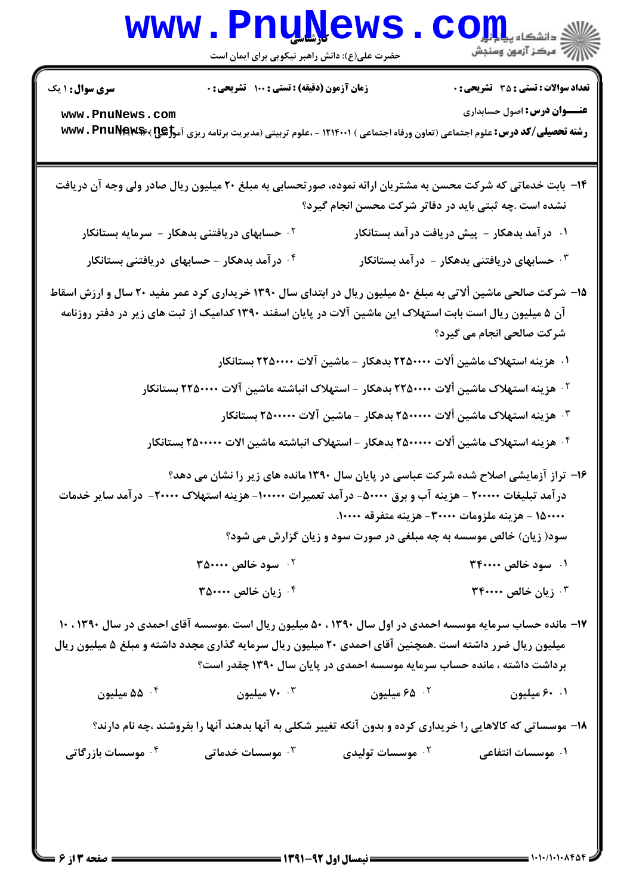سری سؤال: ۱ یک

زمان آزمون (دقیقه): تستی: ۱۰۰ تشریحی: ۰

تعداد سوالات: تستی: ۳۵ تشریحی: ۰

**عنـــوان درس:** اصول حسابداری

**رشته تحصیلی/کد درس:** علوم اجتماعی (تعاون ورفاه اجتماعی ) ۱۲۱۴۰۰۱ - ،علوم تربیتی (مدیریت برنامه ریزی آموزشی)

۱۴- بابت خدماتی که شرکت محسن به مشتریان ارائه نموده، صورتحسابی به مبلغ ۲۰ میلیون ریال صادر ولی وجه آن دریافت نشده است .چه ثبتی باید در دفاتر شرکت محسن انجام گیرد؟

۱. درآمد بدهکار - پیش دریافت درآمد بستانکار

۲. حسابهای دریافتنی بدهکار - سرمایه بستانکار

۳. حسابهای دریافتنی بدهکار - درآمد بستانکار

۴. درآمد بدهکار - حسابهای دریافتنی بستانکار

۱۵- شرکت صالحی ماشین ألاتی به مبلغ ۵۰ میلیون ریال در ابتدای سال ۱۳۹۰ خریداری کرد عمر مفید ۲۰ سال و ارزش اسقاط آن ۵ میلیون ریال است بابت استهلاک این ماشین آلات در پایان اسفند ۱۳۹۰ کدامیک از ثبت های زیر در دفتر روزنامه شرکت صالحی انجام می گیرد؟

۱. هزینه استهلاک ماشین ألات ۲۲۵۰۰۰۰ بدهکار - ماشین آلات ۲۲۵۰۰۰۰ بستانکار

۲. هزینه استهلاک ماشین ألات ۲۲۵۰۰۰۰ بدهکار - استهلاک انباشته ماشین آلات ۲۲۵۰۰۰۰ بستانکار

۳. هزینه استهلاک ماشین ألات ۲۵۰۰۰۰۰ بدهکار - ماشین آلات ۲۵۰۰۰۰۰ بستانکار

۴. هزینه استهلاک ماشین ألات ۲۵۰۰۰۰۰ بدهکار - استهلاک انباشته ماشین الات ۲۵۰۰۰۰۰ بستانکار

۱۶- تراز آزمایشی اصلاح شده شرکت عباسی در پایان سال ۱۳۹۰ مانده های زیر را نشان می دهد؟
درآمد تبلیغات ۲۰۰۰۰۰ - هزینه آب و برق ۵۰۰۰۰- درآمد تعمیرات ۱۰۰۰۰۰- هزینه استهلاک ۲۰۰۰۰- درآمد سایر خدمات ۱۵۰۰۰۰ - هزینه ملزومات ۳۰۰۰۰- هزینه متفرقه ۱۰۰۰۰.
سود( زیان) خالص موسسه به چه مبلغی در صورت سود و زیان گزارش می شود؟

۱. سود خالص ۳۴۰۰۰۰

۲. سود خالص ۳۵۰۰۰۰

۳. زیان خالص ۳۴۰۰۰۰

۴. زیان خالص ۳۵۰۰۰۰

۱۷- مانده حساب سرمایه موسسه احمدی در اول سال ۱۳۹۰ ، ۵۰ میلیون ریال است .موسسه آقای احمدی در سال ۱۳۹۰ ، ۱۰ میلیون ریال ضرر داشته است .همچنین آقای احمدی ۲۰ میلیون ریال سرمایه گذاری مجدد داشته و مبلغ ۵ میلیون ریال برداشت داشته ، مانده حساب سرمایه موسسه احمدی در پایان سال ۱۳۹۰ چقدر است؟

۱. ۶۰ میلیون

۲. ۶۵ میلیون

۳. ۷۰ میلیون

۴. ۵۵ میلیون

۱۸- موسساتی که کالاهایی را خریداری کرده و بدون آنکه تغییر شکلی به آنها بدهند آنها را بفروشند ،چه نام دارند؟

۱. موسسات انتفاعی

۲. موسسات تولیدی

۳. موسسات خدماتی

۴. موسسات بازرگاتی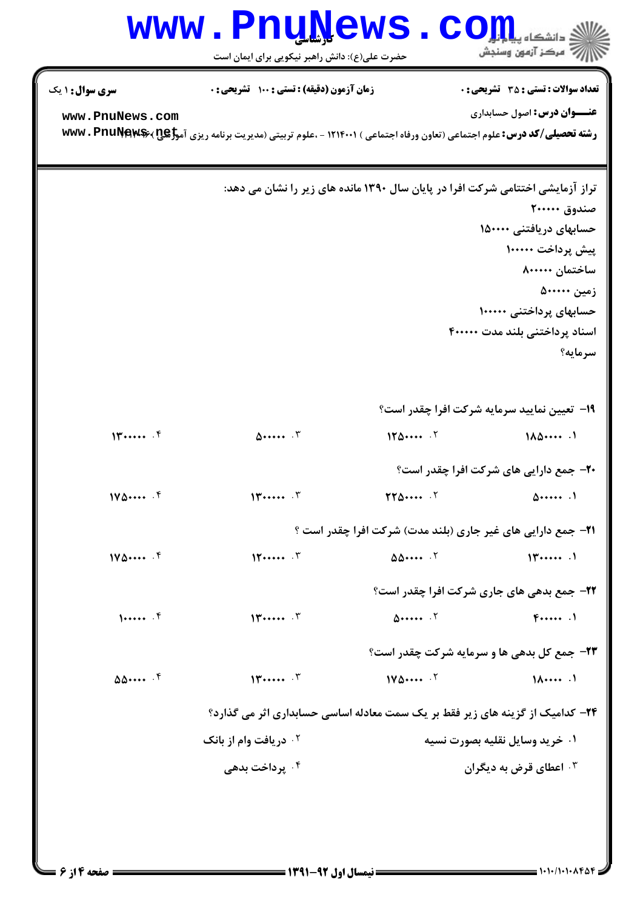**سری سوال:** ۱ یک

**زمان آزمون (دقیقه) : تستی : ۱۰۰ تشریحی : ۰**

**تعداد سوالات : تستی : ۳۵ تشریحی : ۰**

**عنـــوان درس:** اصول حسابداری

**رشته تحصیلی/کد درس:** علوم اجتماعی (تعاون ورفاه اجتماعی ) ۱۲۱۴۰۰۱ - ،علوم تربیتی (مدیریت برنامه ریزی آموزشی) ۱۲۱۴۰۰۱

تراز آزمایشی اختتامی شرکت افرا در پایان سال ۱۳۹۰ مانده های زیر را نشان می دهد:

صندوق ۲۰۰۰۰۰

حسابهای دریافتنی ۱۵۰۰۰۰

پیش پرداخت ۱۰۰۰۰۰

ساختمان ۸۰۰۰۰۰

زمین ۵۰۰۰۰۰

حسابهای پرداختنی ۱۰۰۰۰۰

اسناد پرداختنی بلند مدت ۴۰۰۰۰۰

سرمایه؟

**۱۹- تعیین نمایید سرمایه شرکت افرا چقدر است؟**

۱. ۱۸۵۰۰۰۰
۲. ۱۲۵۰۰۰۰
۳. ۵۰۰۰۰۰
۴. ۱۳۰۰۰۰۰

**۲۰- جمع دارایی های شرکت افرا چقدر است؟**

۱. ۵۰۰۰۰۰
۲. ۲۲۵۰۰۰۰
۳. ۱۳۰۰۰۰۰
۴. ۱۷۵۰۰۰۰

**۲۱- جمع دارایی های غیر جاری (بلند مدت) شرکت افرا چقدر است ؟**

۱. ۱۳۰۰۰۰۰
۲. ۵۵۰۰۰۰
۳. ۱۲۰۰۰۰۰
۴. ۱۷۵۰۰۰۰

**۲۲- جمع بدهی های جاری شرکت افرا چقدر است؟**

۱. ۴۰۰۰۰۰
۲. ۵۰۰۰۰۰
۳. ۱۳۰۰۰۰۰
۴. ۱۰۰۰۰۰

**۲۳- جمع کل بدهی ها و سرمایه شرکت چقدر است؟**

۱. ۱۸۰۰۰۰
۲. ۱۷۵۰۰۰۰
۳. ۱۳۰۰۰۰۰
۴. ۵۵۰۰۰۰

**۲۴- کدامیک از گزینه های زیر فقط بر یک سمت معادله اساسی حسابداری اثر می گذارد؟**

۱. خرید وسایل نقلیه بصورت نسیه
۲. دریافت وام از بانک
۳. اعطای قرض به دیگران
۴. پرداخت بدهی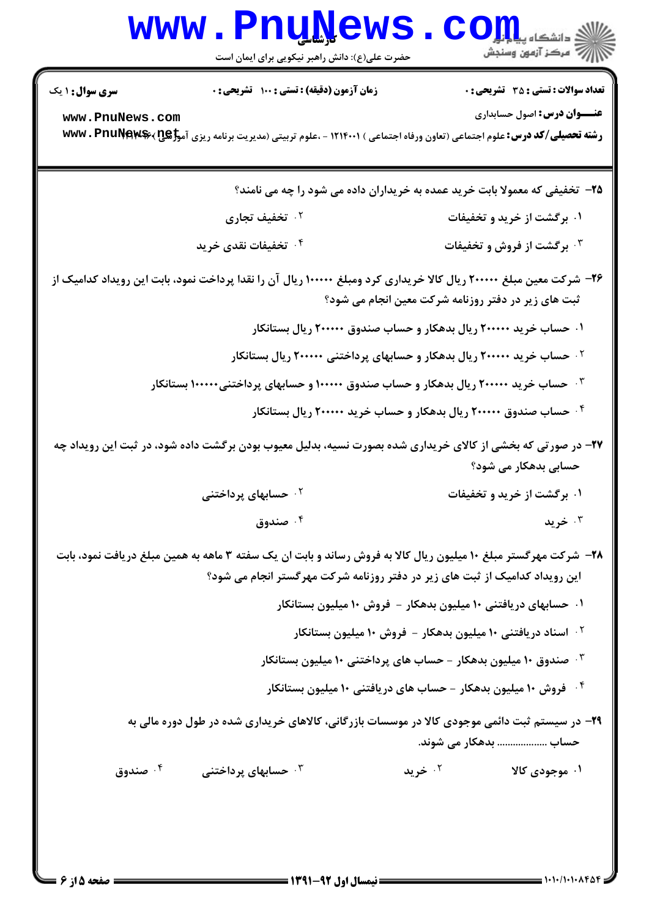**تعداد سوالات : تستی : ۳۵ تشریحی : ۰** | **زمان آزمون (دقیقه) : تستی : ۱۰۰ تشریحی : ۰** | **سری سوال : ۱ یک**

**عنـــوان درس :** اصول حسابداری

**رشته تحصیلی/کد درس :** علوم اجتماعی (تعاون ورفاه اجتماعی ) ۱۲۱۴۰۰۱ - ،علوم تربیتی (مدیریت برنامه ریزی آموزشی) ۱۲۱۴۰۰۱

۲۵- تخفیفی که معمولا بابت خرید عمده به خریداران داده می شود را چه می نامند؟

۱. برگشت از خرید و تخفیفات

۲. تخفیف تجاری

۳. برگشت از فروش و تخفیفات

۴. تخفیفات نقدی خرید

۲۶- شرکت معین مبلغ ۲۰۰۰۰۰ ریال کالا خریداری کرد ومبلغ ۱۰۰۰۰۰ ریال آن را نقدا پرداخت نمود، بابت این رویداد کدامیک از ثبت های زیر در دفتر روزنامه شرکت معین انجام می شود؟

۱. حساب خرید ۲۰۰۰۰۰ ریال بدهکار و حساب صندوق ۲۰۰۰۰۰ ریال بستانکار

۲. حساب خرید ۲۰۰۰۰۰ ریال بدهکار و حسابهای پرداختنی ۲۰۰۰۰۰ ریال بستانکار

۳. حساب خرید ۲۰۰۰۰۰ ریال بدهکار و حساب صندوق ۱۰۰۰۰۰ و حسابهای پرداختنی ۱۰۰۰۰۰ بستانکار

۴. حساب صندوق ۲۰۰۰۰۰ ریال بدهکار و حساب خرید ۲۰۰۰۰۰ ریال بستانکار

۲۷- در صورتی که بخشی از کالای خریداری شده بصورت نسیه، بدلیل معیوب بودن برگشت داده شود، در ثبت این رویداد چه حسابی بدهکار می شود؟

۱. برگشت از خرید و تخفیفات

۲. حسابهای پرداختنی

۳. خرید

۴. صندوق

۲۸- شرکت مهرگستر مبلغ ۱۰ میلیون ریال کالا به فروش رساند و بابت ان یک سفته ۳ ماهه به همین مبلغ دریافت نمود، بابت این رویداد کدامیک از ثبت های زیر در دفتر روزنامه شرکت مهرگستر انجام می شود؟

۱. حسابهای دریافتنی ۱۰ میلیون بدهکار - فروش ۱۰ میلیون بستانکار

۲. اسناد دریافتنی ۱۰ میلیون بدهکار - فروش ۱۰ میلیون بستانکار

۳. صندوق ۱۰ میلیون بدهکار - حساب های پرداختنی ۱۰ میلیون بستانکار

۴. فروش ۱۰ میلیون بدهکار - حساب های دریافتنی ۱۰ میلیون بستانکار

۲۹- در سیستم ثبت دائمی موجودی کالا در موسسات بازرگانی، کالاهای خریداری شده در طول دوره مالی به حساب ................... بدهکار می شوند.

۱. موجودی کالا

۲. خرید

۳. حسابهای پرداختنی

۴. صندوق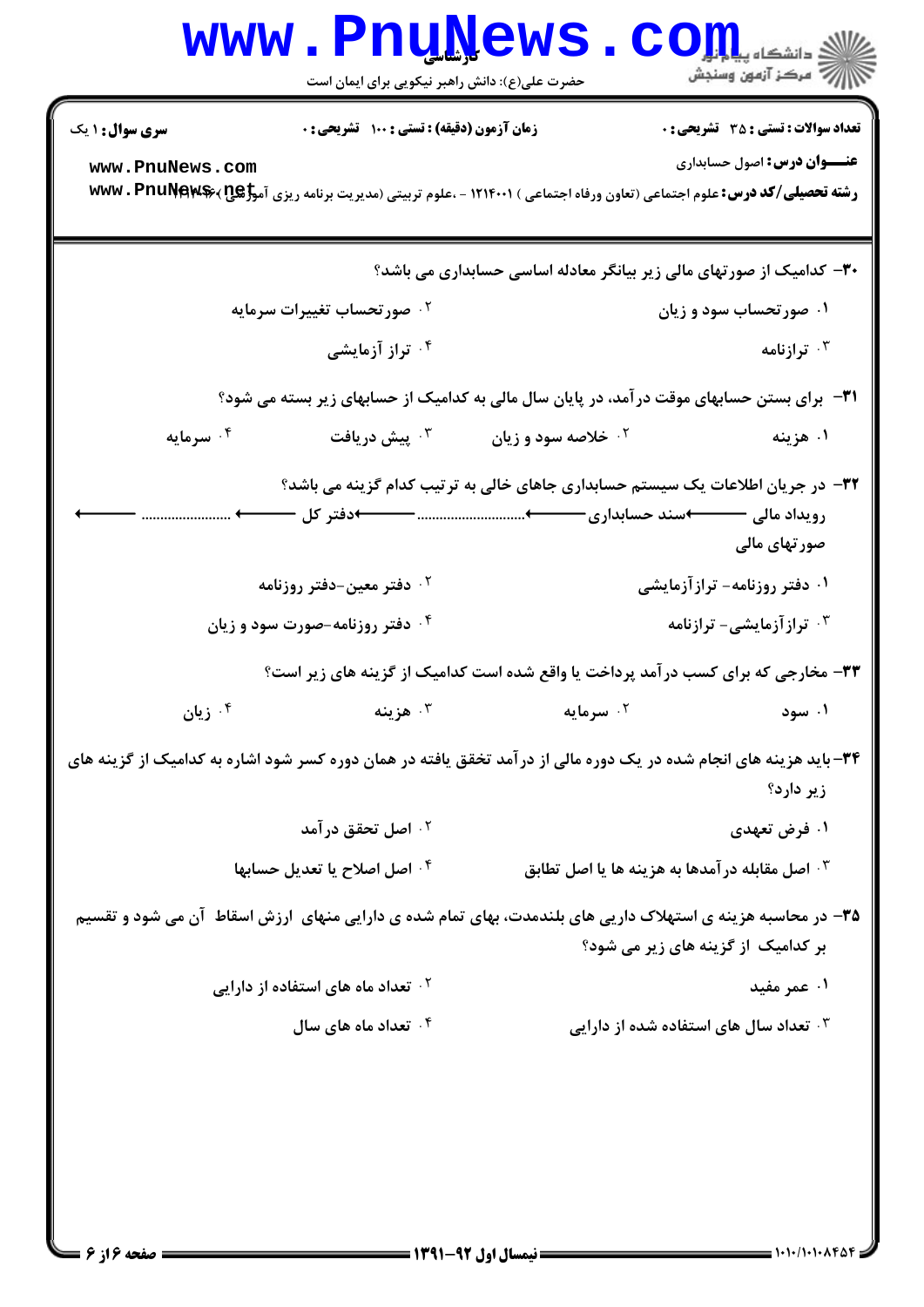**سری سوال:** ۱ یک　　**زمان آزمون (دقیقه) : تستی :** ۱۰۰ **تشریحی :** ۰　　**تعداد سوالات : تستی :** ۳۵ **تشریحی :** ۰

**عنـــوان درس:** اصول حسابداری

**رشته تحصیلی/کد درس:** علوم اجتماعی (تعاون ورفاه اجتماعی ) ۱۲۱۴۰۰۱ - ،علوم تربیتی (مدیریت برنامه ریزی آموزشی) ۱۲۱۴۰۴۷

۳۰- کدامیک از صورتهای مالی زیر بیانگر معادله اساسی حسابداری می باشد؟

۱. صورتحساب سود و زیان

۲. صورتحساب تغییرات سرمایه

۳. ترازنامه

۴. تراز آزمایشی

۳۱- برای بستن حسابهای موقت درآمد، در پایان سال مالی به کدامیک از حسابهای زیر بسته می شود؟

۱. هزینه

۲. خلاصه سود و زیان

۳. پیش دریافت

۴. سرمایه

۳۲- در جریان اطلاعات یک سیستم حسابداری جاهای خالی به ترتیب کدام گزینه می باشد؟

رویداد مالی ←—— سند حسابداری ←—— ............................ ←—— دفتر کل ←—— ...................... ←—— صورتهای مالی

۱. دفتر روزنامه- ترازآزمایشی

۲. دفتر معین-دفتر روزنامه

۳. ترازآزمایشی- ترازنامه

۴. دفتر روزنامه-صورت سود و زیان

۳۳- مخارجی که برای کسب درآمد پرداخت یا واقع شده است کدامیک از گزینه های زیر است؟

۱. سود

۲. سرمایه

۳. هزینه

۴. زیان

۳۴-باید هزینه های انجام شده در یک دوره مالی از درآمد تحقق یافته در همان دوره کسر شود اشاره به کدامیک از گزینه های زیر دارد؟

۱. فرض تعهدی

۲. اصل تحقق درآمد

۳. اصل مقابله درآمدها به هزینه ها یا اصل تطابق

۴. اصل اصلاح یا تعدیل حسابها

۳۵- در محاسبه هزینه ی استهلاک دارایی های بلندمدت، بهای تمام شده ی دارایی منهای ارزش اسقاط آن می شود و تقسیم بر کدامیک از گزینه های زیر می شود؟

۱. عمر مفید

۲. تعداد ماه های استفاده از دارایی

۳. تعداد سال های استفاده شده از دارایی

۴. تعداد ماه های سال